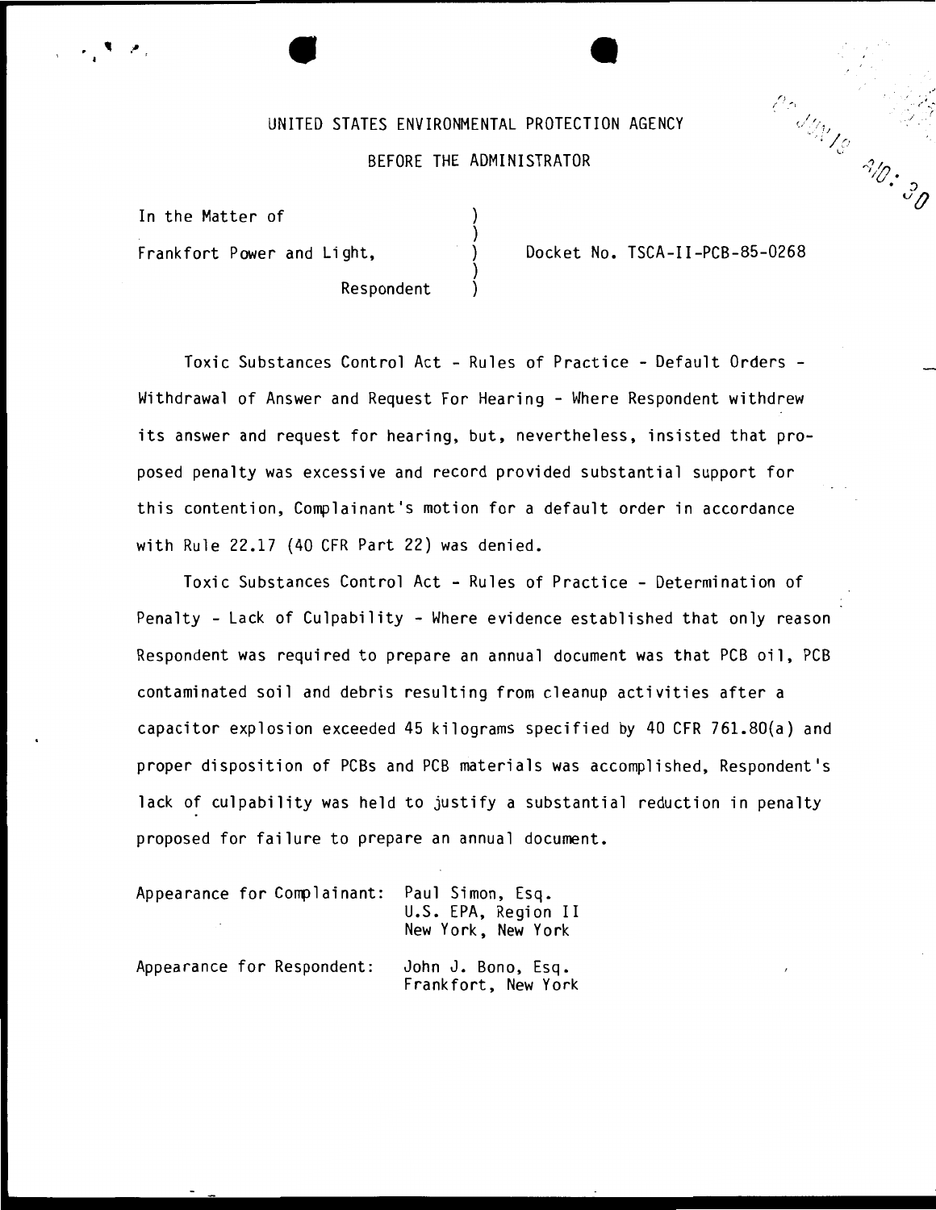UNITED STATES ENVIRONMENTAL PROTECTION AGENCY

BEFORE THE ADMINISTRATOR

In the Matter of

Frankfort Power and Light,

Respondent

Docket No. TSCA-II-PCB-85-0268

Toxic Substances Control Act - Rules of Practice - Default Orders - Withdrawal of Answer and Request For Hearing - Where Respondent withdrew its answer and request for hearing, but, nevertheless, insisted that proposed penalty was excessive and record provided substantial support for this contention, Complainant's motion for a default order in accordance with Rule 22.17 (40 CFR Part 22) was denied.

Toxic Substances Control Act - Rules of Practice - Determination of Penalty - Lack of Culpability - Where evidence established that only reason Respondent was required to prepare an annual document was that PCB oil, PCB contaminated soil and debris resulting from cleanup activities after a capacitor explosion exceeded 45 kilograms specified by 40 CFR 761.80(a) and proper disposition of PCBs and PCB materials was accomplished, Respondent's lack of culpability was held to justify a substantial reduction in penalty proposed for failure to prepare an annual document.

Appearance for Complainant: Paul Simon, Esq.
U.S. EPA, Region II
New York, New York

Appearance for Respondent: John J. Bono, Esq.
Frankfort, New York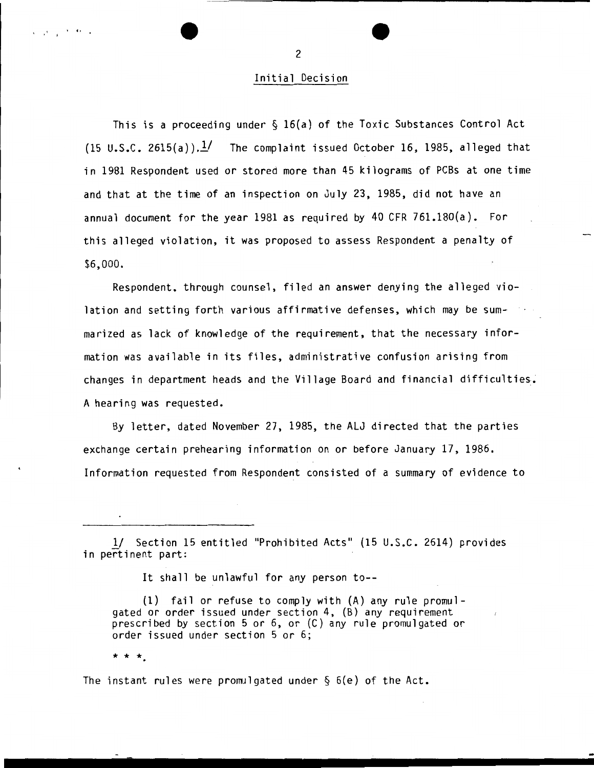## Initial Decision

This is a proceeding under § 16(a) of the Toxic Substances Control Act (15 U.S.C. 2615(a)).[1] The complaint issued October 16, 1985, alleged that in 1981 Respondent used or stored more than 45 kilograms of PCBs at one time and that at the time of an inspection on July 23, 1985, did not have an annual document for the year 1981 as required by 40 CFR 761.180(a). For this alleged violation, it was proposed to assess Respondent a penalty of $6,000.

Respondent, through counsel, filed an answer denying the alleged violation and setting forth various affirmative defenses, which may be summarized as lack of knowledge of the requirement, that the necessary information was available in its files, administrative confusion arising from changes in department heads and the Village Board and financial difficulties. A hearing was requested.

By letter, dated November 27, 1985, the ALJ directed that the parties exchange certain prehearing information on or before January 17, 1986. Information requested from Respondent consisted of a summary of evidence to

---

1/ Section 15 entitled "Prohibited Acts" (15 U.S.C. 2614) provides in pertinent part:

> It shall be unlawful for any person to--
>
> (1) fail or refuse to comply with (A) any rule promulgated or order issued under section 4, (B) any requirement prescribed by section 5 or 6, or (C) any rule promulgated or order issued under section 5 or 6;
>
> * * *.

The instant rules were promulgated under § 6(e) of the Act.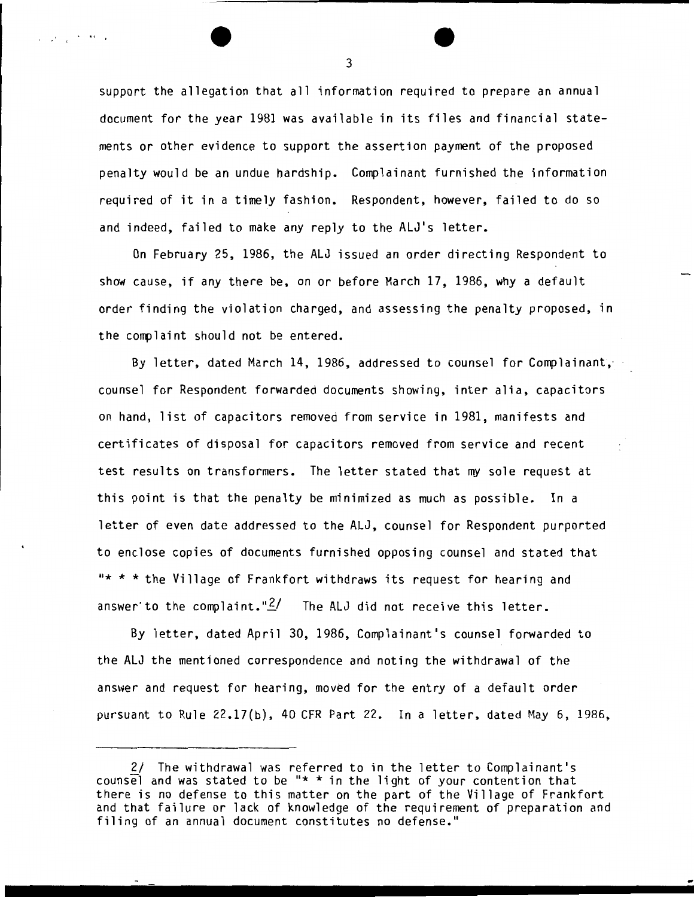support the allegation that all information required to prepare an annual document for the year 1981 was available in its files and financial statements or other evidence to support the assertion payment of the proposed penalty would be an undue hardship. Complainant furnished the information required of it in a timely fashion. Respondent, however, failed to do so and indeed, failed to make any reply to the ALJ's letter.

On February 25, 1986, the ALJ issued an order directing Respondent to show cause, if any there be, on or before March 17, 1986, why a default order finding the violation charged, and assessing the penalty proposed, in the complaint should not be entered.

By letter, dated March 14, 1986, addressed to counsel for Complainant, counsel for Respondent forwarded documents showing, inter alia, capacitors on hand, list of capacitors removed from service in 1981, manifests and certificates of disposal for capacitors removed from service and recent test results on transformers. The letter stated that my sole request at this point is that the penalty be minimized as much as possible. In a letter of even date addressed to the ALJ, counsel for Respondent purported to enclose copies of documents furnished opposing counsel and stated that "* * * the Village of Frankfort withdraws its request for hearing and answer to the complaint."[2] The ALJ did not receive this letter.

By letter, dated April 30, 1986, Complainant's counsel forwarded to the ALJ the mentioned correspondence and noting the withdrawal of the answer and request for hearing, moved for the entry of a default order pursuant to Rule 22.17(b), 40 CFR Part 22. In a letter, dated May 6, 1986,

---

2/ The withdrawal was referred to in the letter to Complainant's counsel and was stated to be "* * in the light of your contention that there is no defense to this matter on the part of the Village of Frankfort and that failure or lack of knowledge of the requirement of preparation and filing of an annual document constitutes no defense."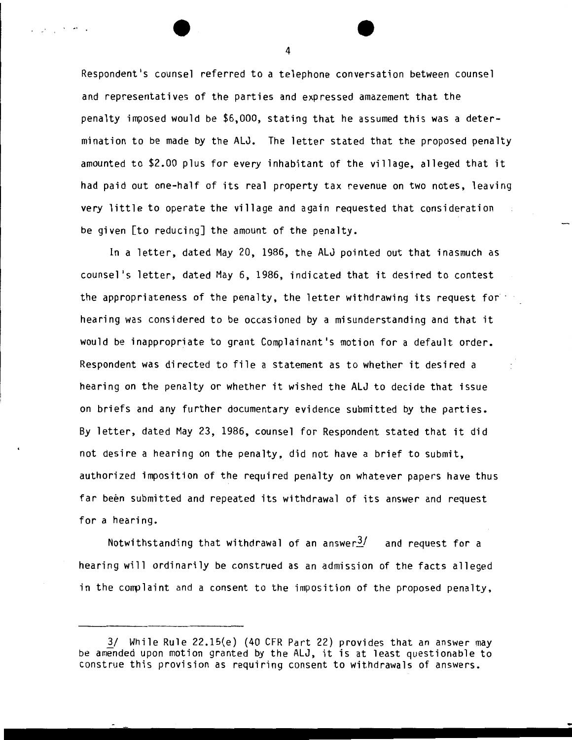Respondent's counsel referred to a telephone conversation between counsel and representatives of the parties and expressed amazement that the penalty imposed would be $6,000, stating that he assumed this was a determination to be made by the ALJ. The letter stated that the proposed penalty amounted to $2.00 plus for every inhabitant of the village, alleged that it had paid out one-half of its real property tax revenue on two notes, leaving very little to operate the village and again requested that consideration be given [to reducing] the amount of the penalty.

In a letter, dated May 20, 1986, the ALJ pointed out that inasmuch as counsel's letter, dated May 6, 1986, indicated that it desired to contest the appropriateness of the penalty, the letter withdrawing its request for hearing was considered to be occasioned by a misunderstanding and that it would be inappropriate to grant Complainant's motion for a default order. Respondent was directed to file a statement as to whether it desired a hearing on the penalty or whether it wished the ALJ to decide that issue on briefs and any further documentary evidence submitted by the parties. By letter, dated May 23, 1986, counsel for Respondent stated that it did not desire a hearing on the penalty, did not have a brief to submit, authorized imposition of the required penalty on whatever papers have thus far been submitted and repeated its withdrawal of its answer and request for a hearing.

Notwithstanding that withdrawal of an answer[3] and request for a hearing will ordinarily be construed as an admission of the facts alleged in the complaint and a consent to the imposition of the proposed penalty,

---

3/ While Rule 22.15(e) (40 CFR Part 22) provides that an answer may be amended upon motion granted by the ALJ, it is at least questionable to construe this provision as requiring consent to withdrawals of answers.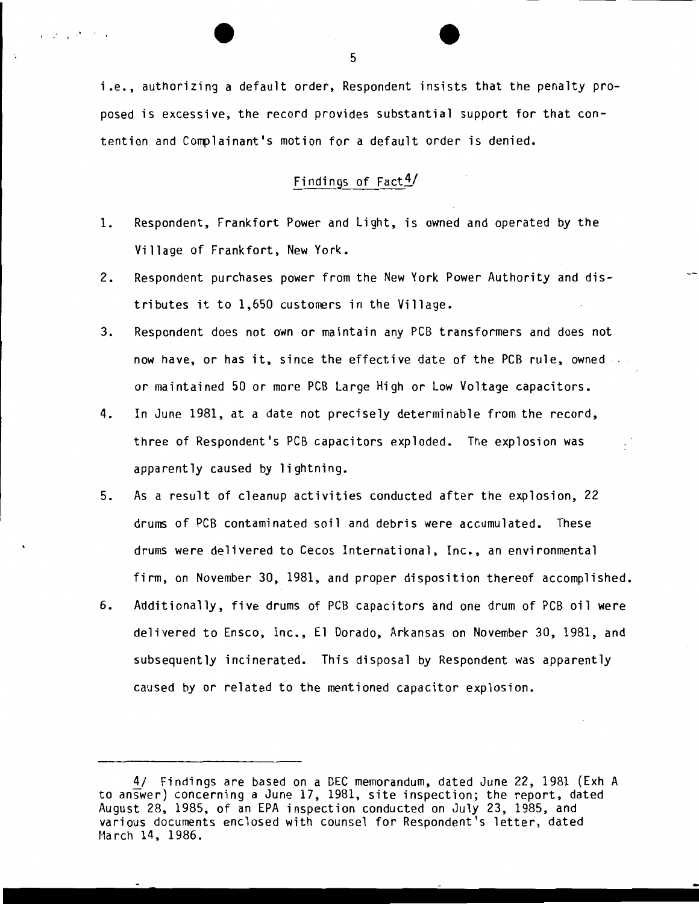i.e., authorizing a default order, Respondent insists that the penalty proposed is excessive, the record provides substantial support for that contention and Complainant's motion for a default order is denied.

## Findings of Fact[4]

1. Respondent, Frankfort Power and Light, is owned and operated by the Village of Frankfort, New York.
2. Respondent purchases power from the New York Power Authority and distributes it to 1,650 customers in the Village.
3. Respondent does not own or maintain any PCB transformers and does not now have, or has it, since the effective date of the PCB rule, owned or maintained 50 or more PCB Large High or Low Voltage capacitors.
4. In June 1981, at a date not precisely determinable from the record, three of Respondent's PCB capacitors exploded. The explosion was apparently caused by lightning.
5. As a result of cleanup activities conducted after the explosion, 22 drums of PCB contaminated soil and debris were accumulated. These drums were delivered to Cecos International, Inc., an environmental firm, on November 30, 1981, and proper disposition thereof accomplished.
6. Additionally, five drums of PCB capacitors and one drum of PCB oil were delivered to Ensco, Inc., El Dorado, Arkansas on November 30, 1981, and subsequently incinerated. This disposal by Respondent was apparently caused by or related to the mentioned capacitor explosion.

---

4/ Findings are based on a DEC memorandum, dated June 22, 1981 (Exh A to answer) concerning a June 17, 1981, site inspection; the report, dated August 28, 1985, of an EPA inspection conducted on July 23, 1985, and various documents enclosed with counsel for Respondent's letter, dated March 14, 1986.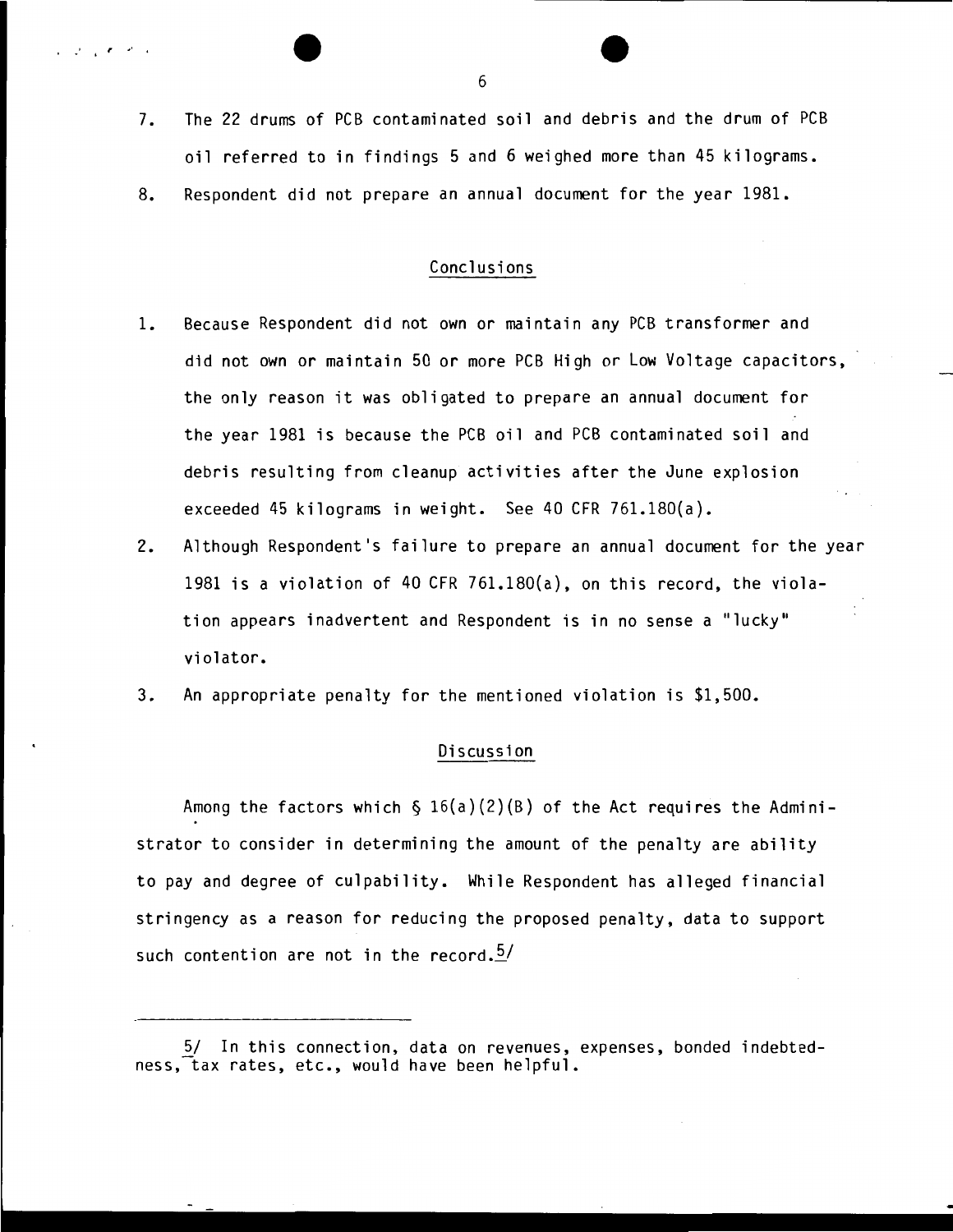7. The 22 drums of PCB contaminated soil and debris and the drum of PCB oil referred to in findings 5 and 6 weighed more than 45 kilograms.
8. Respondent did not prepare an annual document for the year 1981.

## Conclusions

1. Because Respondent did not own or maintain any PCB transformer and did not own or maintain 50 or more PCB High or Low Voltage capacitors, the only reason it was obligated to prepare an annual document for the year 1981 is because the PCB oil and PCB contaminated soil and debris resulting from cleanup activities after the June explosion exceeded 45 kilograms in weight. See 40 CFR 761.180(a).
2. Although Respondent's failure to prepare an annual document for the year 1981 is a violation of 40 CFR 761.180(a), on this record, the violation appears inadvertent and Respondent is in no sense a "lucky" violator.
3. An appropriate penalty for the mentioned violation is $1,500.

## Discussion

Among the factors which § 16(a)(2)(B) of the Act requires the Administrator to consider in determining the amount of the penalty are ability to pay and degree of culpability. While Respondent has alleged financial stringency as a reason for reducing the proposed penalty, data to support such contention are not in the record.[5]

---

[5] In this connection, data on revenues, expenses, bonded indebtedness, tax rates, etc., would have been helpful.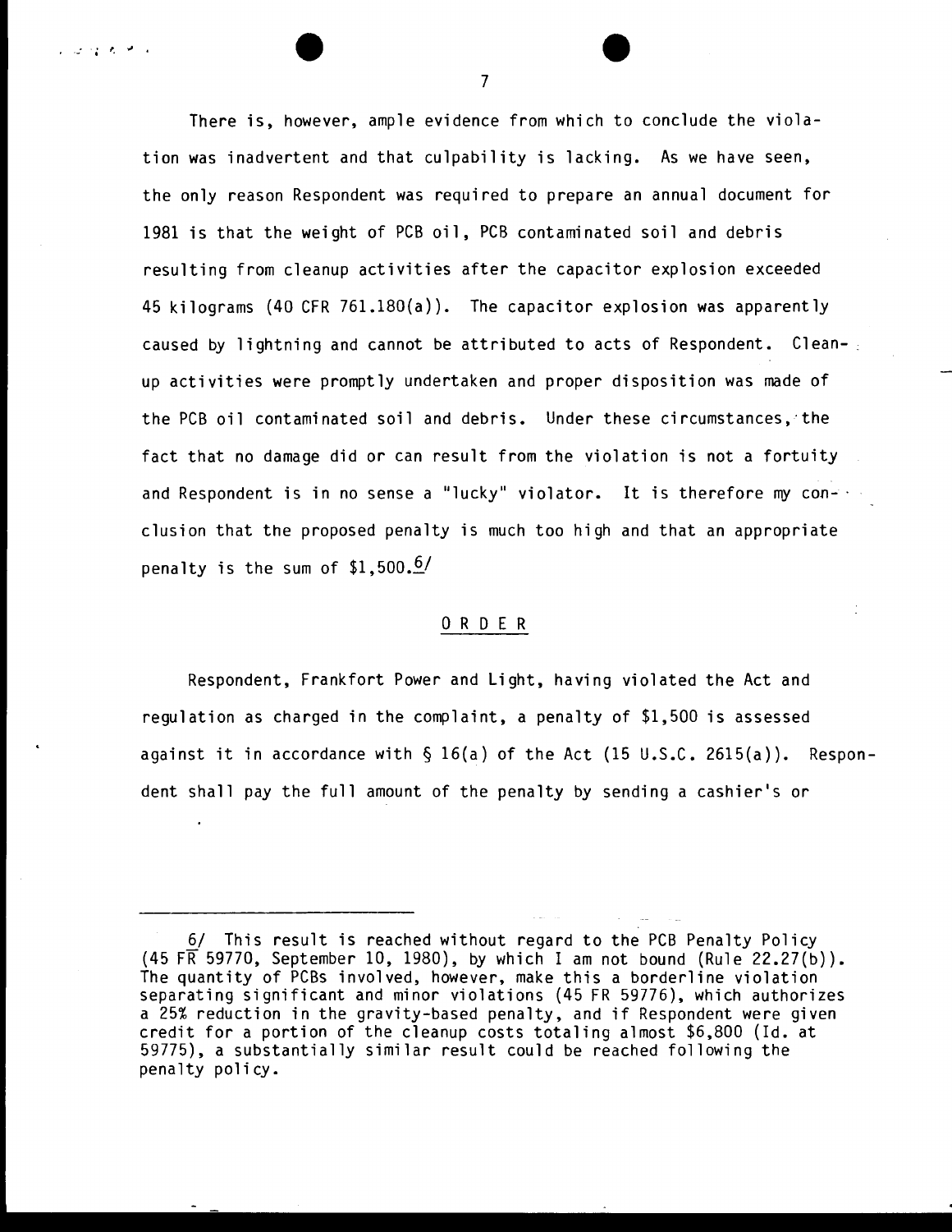There is, however, ample evidence from which to conclude the violation was inadvertent and that culpability is lacking. As we have seen, the only reason Respondent was required to prepare an annual document for 1981 is that the weight of PCB oil, PCB contaminated soil and debris resulting from cleanup activities after the capacitor explosion exceeded 45 kilograms (40 CFR 761.180(a)). The capacitor explosion was apparently caused by lightning and cannot be attributed to acts of Respondent. Cleanup activities were promptly undertaken and proper disposition was made of the PCB oil contaminated soil and debris. Under these circumstances, the fact that no damage did or can result from the violation is not a fortuity and Respondent is in no sense a "lucky" violator. It is therefore my conclusion that the proposed penalty is much too high and that an appropriate penalty is the sum of $1,500.[6]

## O R D E R

Respondent, Frankfort Power and Light, having violated the Act and regulation as charged in the complaint, a penalty of $1,500 is assessed against it in accordance with § 16(a) of the Act (15 U.S.C. 2615(a)). Respondent shall pay the full amount of the penalty by sending a cashier's or

---

6/ This result is reached without regard to the PCB Penalty Policy (45 FR 59770, September 10, 1980), by which I am not bound (Rule 22.27(b)). The quantity of PCBs involved, however, make this a borderline violation separating significant and minor violations (45 FR 59776), which authorizes a 25% reduction in the gravity-based penalty, and if Respondent were given credit for a portion of the cleanup costs totaling almost $6,800 (Id. at 59775), a substantially similar result could be reached following the penalty policy.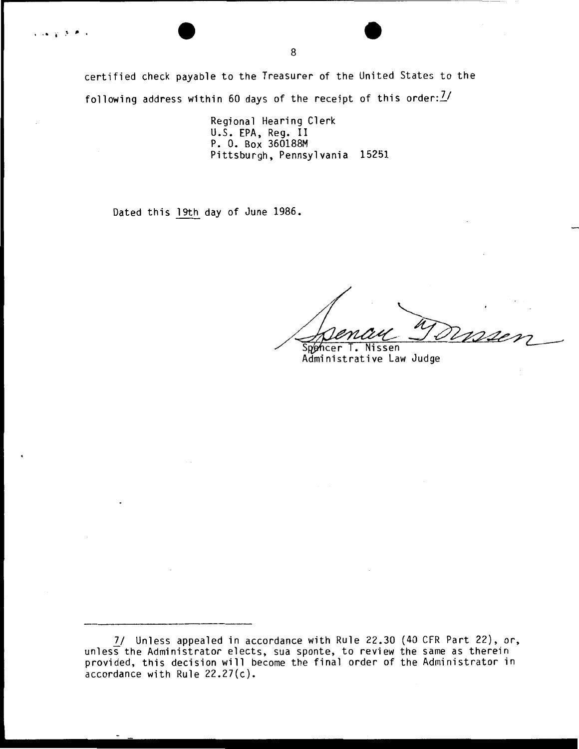certified check payable to the Treasurer of the United States to the following address within 60 days of the receipt of this order:[7/]

Regional Hearing Clerk  
U.S. EPA, Reg. II  
P. O. Box 360188M  
Pittsburgh, Pennsylvania 15251

Dated this 19th day of June 1986.

Spencer T. Nissen  
Administrative Law Judge

---

7/ Unless appealed in accordance with Rule 22.30 (40 CFR Part 22), or, unless the Administrator elects, sua sponte, to review the same as therein provided, this decision will become the final order of the Administrator in accordance with Rule 22.27(c).